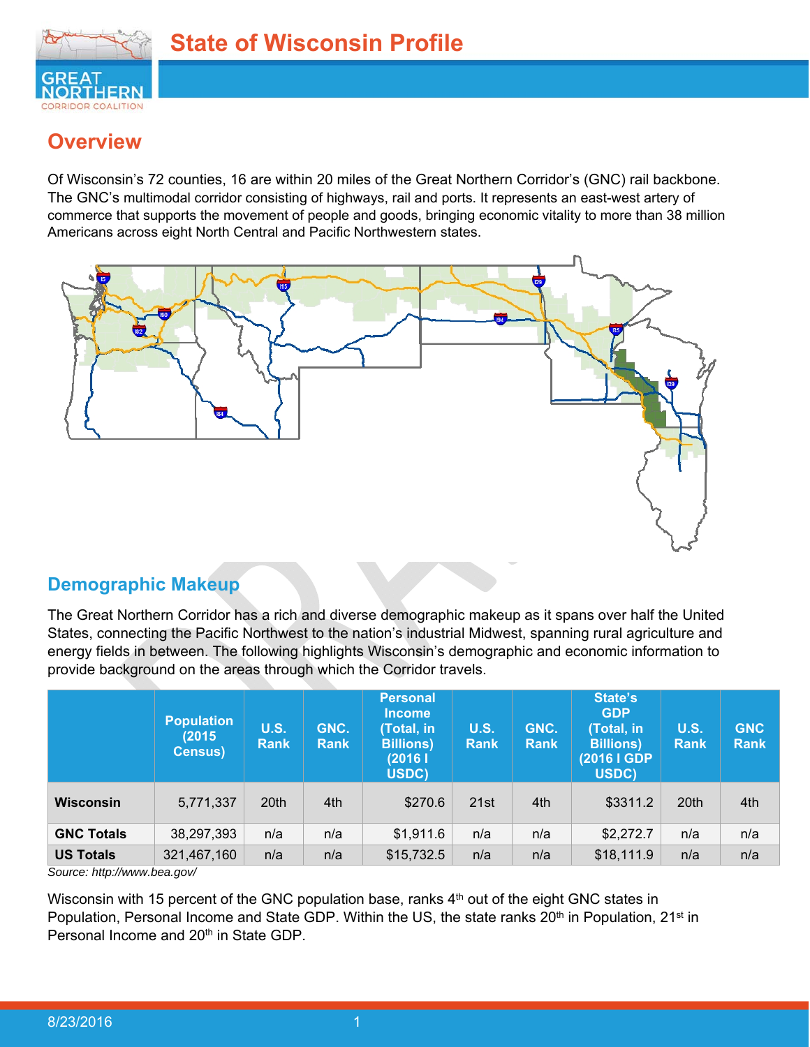# State of Wisconsin Profile

## Overview

Of Wisconsin's 72 counties, 16 are within 20 miles of the Great Northern Corridor's (GNC) rail backbone. The GNC's multimodal corridor consisting of highways, rail and ports. It represents an east-west artery of commerce that supports the movement of people and goods, bringing economic vitality to more than 38 million Americans across eight North Central and Pacific Northwestern states.

## Demographic Makeup

The Great Northern Corridor has a rich and diverse demographic makeup as it spans over half the United States, connecting the Pacific Northwest to the nation's industrial Midwest, spanning rural agriculture and energy fields in between. The following highlights Wisconsin's demographic and economic information to provide background on the areas through which the Corridor travels.

| | Population (2015 Census) | U.S. Rank | GNC. Rank | Personal Income (Total, in Billions) (2016 I USDC) | U.S. Rank | GNC. Rank | State's GDP (Total, in Billions) (2016 I GDP USDC) | U.S. Rank | GNC Rank |
|---|---|---|---|---|---|---|---|---|---|
| **Wisconsin** | 5,771,337 | 20th | 4th | $270.6 | 21st | 4th | $3311.2 | 20th | 4th |
| **GNC Totals** | 38,297,393 | n/a | n/a | $1,911.6 | n/a | n/a | $2,272.7 | n/a | n/a |
| **US Totals** | 321,467,160 | n/a | n/a | $15,732.5 | n/a | n/a | $18,111.9 | n/a | n/a |

*Source: http://www.bea.gov/*

Wisconsin with 15 percent of the GNC population base, ranks 4th out of the eight GNC states in Population, Personal Income and State GDP. Within the US, the state ranks 20th in Population, 21st in Personal Income and 20th in State GDP.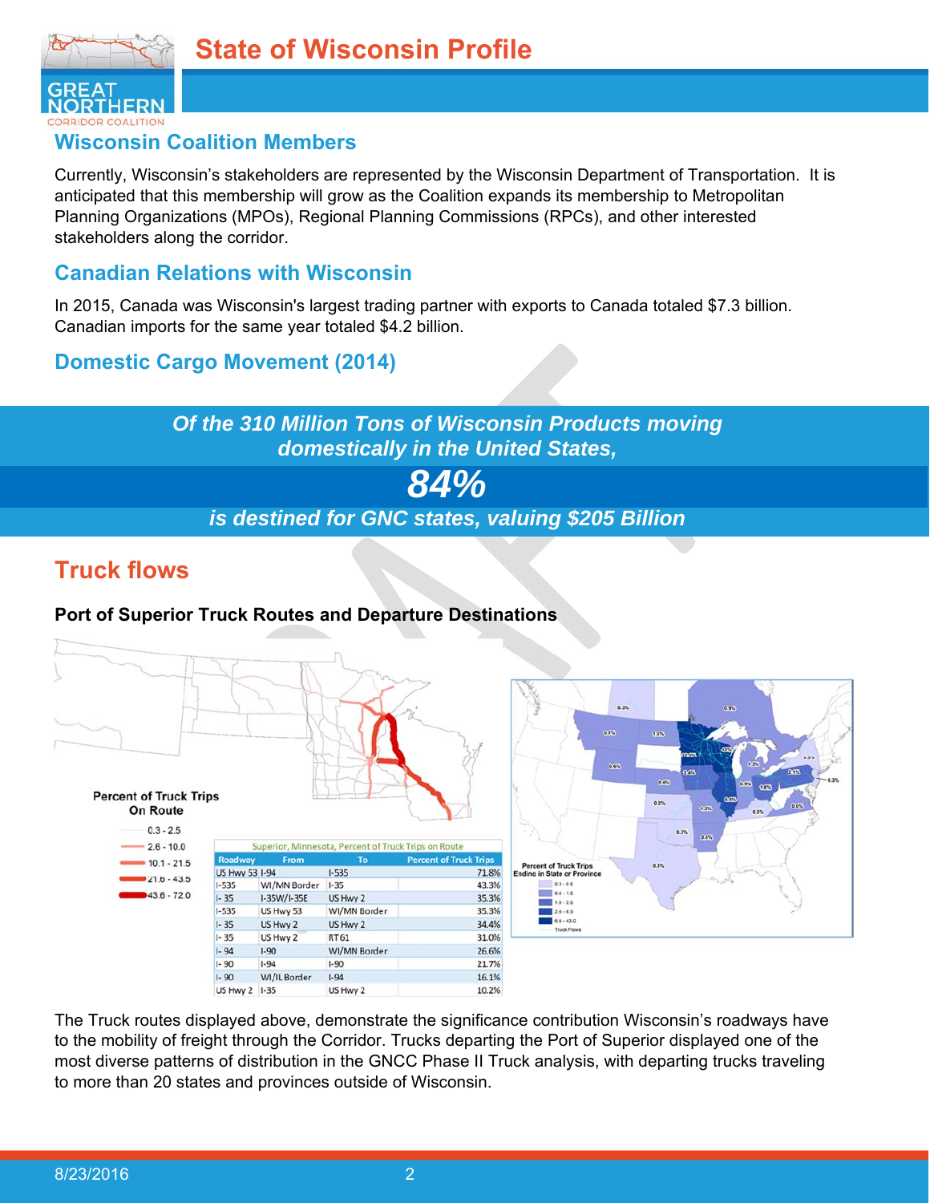# State of Wisconsin Profile

## Wisconsin Coalition Members

Currently, Wisconsin's stakeholders are represented by the Wisconsin Department of Transportation. It is anticipated that this membership will grow as the Coalition expands its membership to Metropolitan Planning Organizations (MPOs), Regional Planning Commissions (RPCs), and other interested stakeholders along the corridor.

## Canadian Relations with Wisconsin

In 2015, Canada was Wisconsin's largest trading partner with exports to Canada totaled $7.3 billion. Canadian imports for the same year totaled $4.2 billion.

## Domestic Cargo Movement (2014)

***Of the 310 Million Tons of Wisconsin Products moving domestically in the United States,***

***84%***

***is destined for GNC states, valuing $205 Billion***

## Truck flows

**Port of Superior Truck Routes and Departure Destinations**

Percent of Truck Trips On Route

- 0.3 - 2.5
- 2.6 - 10.0
- 10.1 - 21.5
- 21.6 - 43.5
- 43.6 - 72.0

Superior, Minnesota, Percent of Truck Trips on Route

| Roadway | From | To | Percent of Truck Trips |
|---|---|---|---|
| US Hwy 53 | I-94 | I-535 | 71.8% |
| I-535 | WI/MN Border | I-35 | 43.3% |
| I- 35 | I-35W/I-35E | US Hwy 2 | 35.3% |
| I-535 | US Hwy 53 | WI/MN Border | 35.3% |
| I- 35 | US Hwy 2 | US Hwy 2 | 34.4% |
| I- 35 | US Hwy 2 | RT61 | 31.0% |
| I- 94 | I-90 | WI/MN Border | 26.6% |
| I- 90 | I-94 | I-90 | 21.7% |
| I- 90 | WI/IL Border | I-94 | 16.1% |
| US Hwy 2 | I-35 | US Hwy 2 | 10.2% |

Percent of Truck Trips Ending in State or Province

The Truck routes displayed above, demonstrate the significance contribution Wisconsin's roadways have to the mobility of freight through the Corridor. Trucks departing the Port of Superior displayed one of the most diverse patterns of distribution in the GNCC Phase II Truck analysis, with departing trucks traveling to more than 20 states and provinces outside of Wisconsin.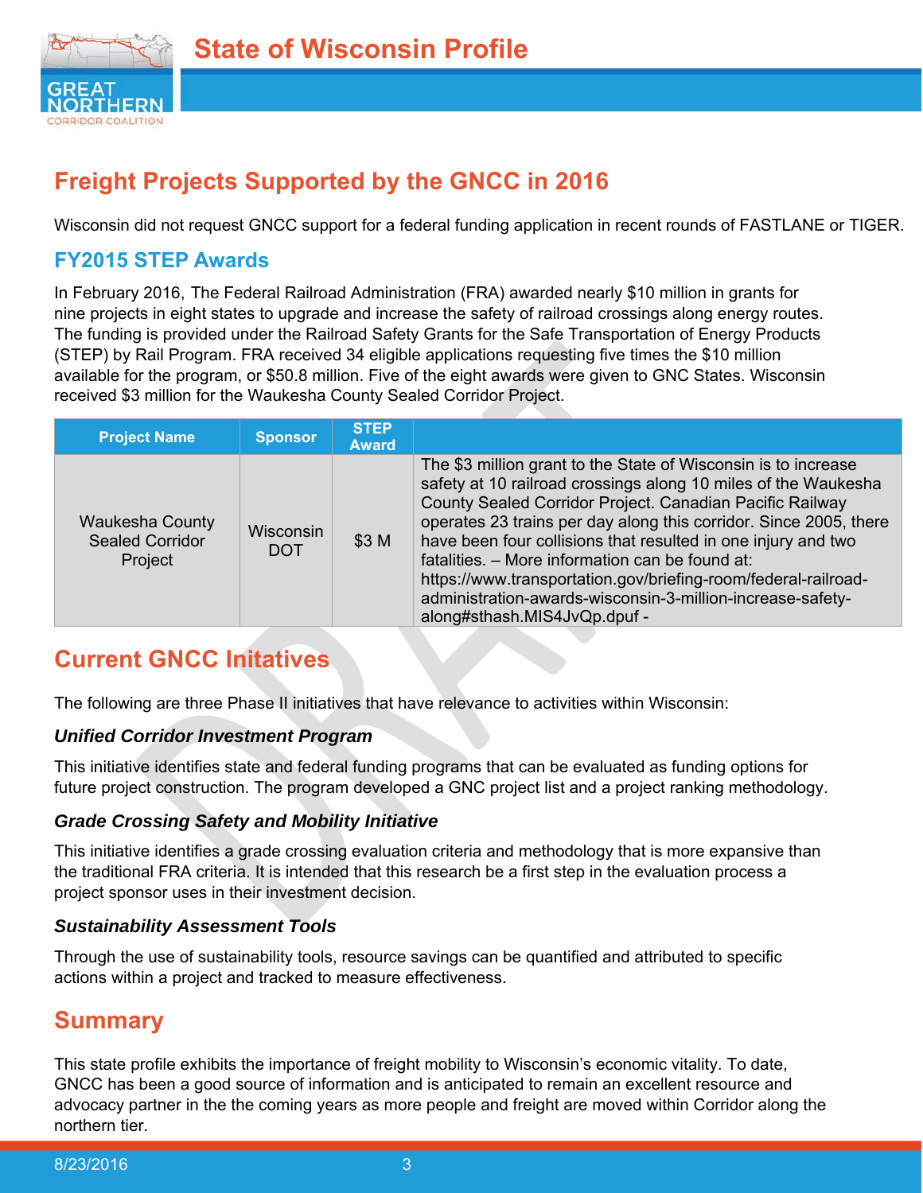## Freight Projects Supported by the GNCC in 2016

Wisconsin did not request GNCC support for a federal funding application in recent rounds of FASTLANE or TIGER.

### FY2015 STEP Awards

In February 2016, The Federal Railroad Administration (FRA) awarded nearly $10 million in grants for nine projects in eight states to upgrade and increase the safety of railroad crossings along energy routes. The funding is provided under the Railroad Safety Grants for the Safe Transportation of Energy Products (STEP) by Rail Program. FRA received 34 eligible applications requesting five times the $10 million available for the program, or $50.8 million. Five of the eight awards were given to GNC States. Wisconsin received $3 million for the Waukesha County Sealed Corridor Project.

| Project Name | Sponsor | STEP Award | |
|---|---|---|---|
| Waukesha County Sealed Corridor Project | Wisconsin DOT | $3 M | The $3 million grant to the State of Wisconsin is to increase safety at 10 railroad crossings along 10 miles of the Waukesha County Sealed Corridor Project. Canadian Pacific Railway operates 23 trains per day along this corridor. Since 2005, there have been four collisions that resulted in one injury and two fatalities. – More information can be found at: https://www.transportation.gov/briefing-room/federal-railroad-administration-awards-wisconsin-3-million-increase-safety-along#sthash.MIS4JvQp.dpuf - |

## Current GNCC Initatives

The following are three Phase II initiatives that have relevance to activities within Wisconsin:

#### *Unified Corridor Investment Program*

This initiative identifies state and federal funding programs that can be evaluated as funding options for future project construction. The program developed a GNC project list and a project ranking methodology.

#### *Grade Crossing Safety and Mobility Initiative*

This initiative identifies a grade crossing evaluation criteria and methodology that is more expansive than the traditional FRA criteria. It is intended that this research be a first step in the evaluation process a project sponsor uses in their investment decision.

#### *Sustainability Assessment Tools*

Through the use of sustainability tools, resource savings can be quantified and attributed to specific actions within a project and tracked to measure effectiveness.

## Summary

This state profile exhibits the importance of freight mobility to Wisconsin's economic vitality. To date, GNCC has been a good source of information and is anticipated to remain an excellent resource and advocacy partner in the the coming years as more people and freight are moved within Corridor along the northern tier.